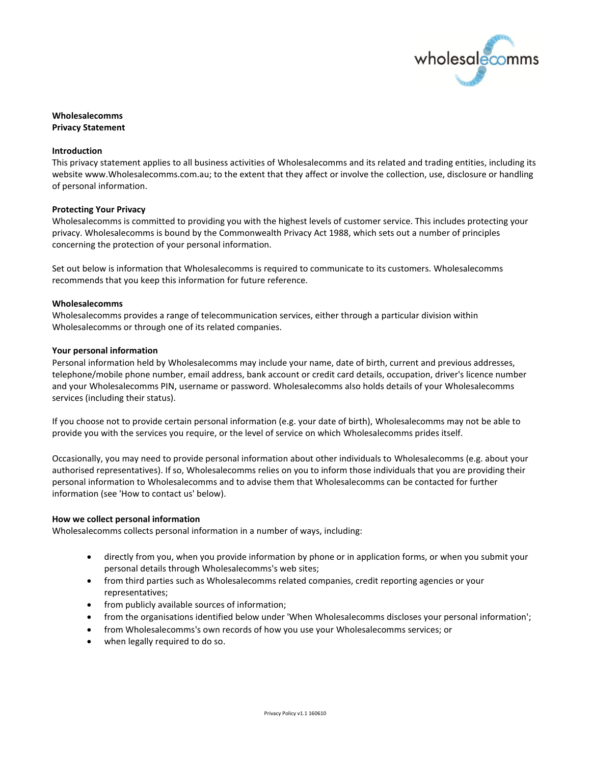# Wholesalecomms
# Privacy Statement

## Introduction

This privacy statement applies to all business activities of Wholesalecomms and its related and trading entities, including its website www.Wholesalecomms.com.au; to the extent that they affect or involve the collection, use, disclosure or handling of personal information.

## Protecting Your Privacy

Wholesalecomms is committed to providing you with the highest levels of customer service. This includes protecting your privacy. Wholesalecomms is bound by the Commonwealth Privacy Act 1988, which sets out a number of principles concerning the protection of your personal information.

Set out below is information that Wholesalecomms is required to communicate to its customers. Wholesalecomms recommends that you keep this information for future reference.

## Wholesalecomms

Wholesalecomms provides a range of telecommunication services, either through a particular division within Wholesalecomms or through one of its related companies.

## Your personal information

Personal information held by Wholesalecomms may include your name, date of birth, current and previous addresses, telephone/mobile phone number, email address, bank account or credit card details, occupation, driver's licence number and your Wholesalecomms PIN, username or password. Wholesalecomms also holds details of your Wholesalecomms services (including their status).

If you choose not to provide certain personal information (e.g. your date of birth), Wholesalecomms may not be able to provide you with the services you require, or the level of service on which Wholesalecomms prides itself.

Occasionally, you may need to provide personal information about other individuals to Wholesalecomms (e.g. about your authorised representatives). If so, Wholesalecomms relies on you to inform those individuals that you are providing their personal information to Wholesalecomms and to advise them that Wholesalecomms can be contacted for further information (see 'How to contact us' below).

## How we collect personal information

Wholesalecomms collects personal information in a number of ways, including:

- directly from you, when you provide information by phone or in application forms, or when you submit your personal details through Wholesalecomms's web sites;
- from third parties such as Wholesalecomms related companies, credit reporting agencies or your representatives;
- from publicly available sources of information;
- from the organisations identified below under 'When Wholesalecomms discloses your personal information';
- from Wholesalecomms's own records of how you use your Wholesalecomms services; or
- when legally required to do so.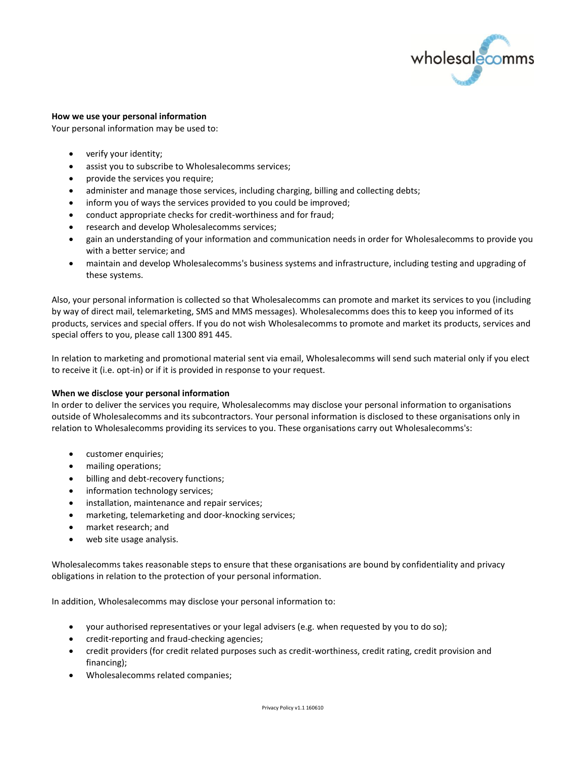**How we use your personal information**

Your personal information may be used to:

- verify your identity;
- assist you to subscribe to Wholesalecomms services;
- provide the services you require;
- administer and manage those services, including charging, billing and collecting debts;
- inform you of ways the services provided to you could be improved;
- conduct appropriate checks for credit-worthiness and for fraud;
- research and develop Wholesalecomms services;
- gain an understanding of your information and communication needs in order for Wholesalecomms to provide you with a better service; and
- maintain and develop Wholesalecomms's business systems and infrastructure, including testing and upgrading of these systems.

Also, your personal information is collected so that Wholesalecomms can promote and market its services to you (including by way of direct mail, telemarketing, SMS and MMS messages). Wholesalecomms does this to keep you informed of its products, services and special offers. If you do not wish Wholesalecomms to promote and market its products, services and special offers to you, please call 1300 891 445.

In relation to marketing and promotional material sent via email, Wholesalecomms will send such material only if you elect to receive it (i.e. opt-in) or if it is provided in response to your request.

**When we disclose your personal information**

In order to deliver the services you require, Wholesalecomms may disclose your personal information to organisations outside of Wholesalecomms and its subcontractors. Your personal information is disclosed to these organisations only in relation to Wholesalecomms providing its services to you. These organisations carry out Wholesalecomms's:

- customer enquiries;
- mailing operations;
- billing and debt-recovery functions;
- information technology services;
- installation, maintenance and repair services;
- marketing, telemarketing and door-knocking services;
- market research; and
- web site usage analysis.

Wholesalecomms takes reasonable steps to ensure that these organisations are bound by confidentiality and privacy obligations in relation to the protection of your personal information.

In addition, Wholesalecomms may disclose your personal information to:

- your authorised representatives or your legal advisers (e.g. when requested by you to do so);
- credit-reporting and fraud-checking agencies;
- credit providers (for credit related purposes such as credit-worthiness, credit rating, credit provision and financing);
- Wholesalecomms related companies;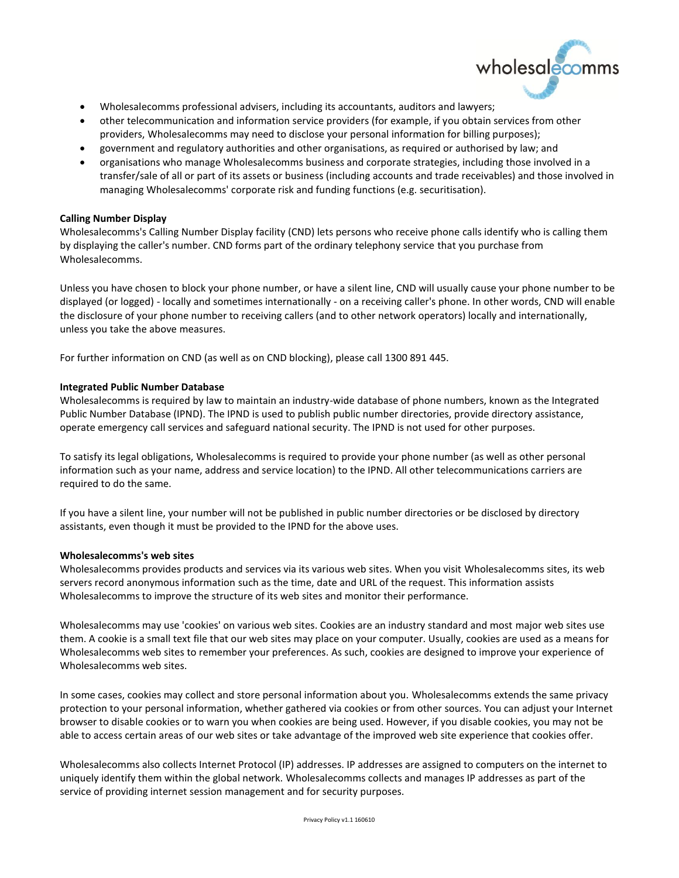- Wholesalecomms professional advisers, including its accountants, auditors and lawyers;
- other telecommunication and information service providers (for example, if you obtain services from other providers, Wholesalecomms may need to disclose your personal information for billing purposes);
- government and regulatory authorities and other organisations, as required or authorised by law; and
- organisations who manage Wholesalecomms business and corporate strategies, including those involved in a transfer/sale of all or part of its assets or business (including accounts and trade receivables) and those involved in managing Wholesalecomms' corporate risk and funding functions (e.g. securitisation).

**Calling Number Display**

Wholesalecomms's Calling Number Display facility (CND) lets persons who receive phone calls identify who is calling them by displaying the caller's number. CND forms part of the ordinary telephony service that you purchase from Wholesalecomms.

Unless you have chosen to block your phone number, or have a silent line, CND will usually cause your phone number to be displayed (or logged) - locally and sometimes internationally - on a receiving caller's phone. In other words, CND will enable the disclosure of your phone number to receiving callers (and to other network operators) locally and internationally, unless you take the above measures.

For further information on CND (as well as on CND blocking), please call 1300 891 445.

**Integrated Public Number Database**

Wholesalecomms is required by law to maintain an industry-wide database of phone numbers, known as the Integrated Public Number Database (IPND). The IPND is used to publish public number directories, provide directory assistance, operate emergency call services and safeguard national security. The IPND is not used for other purposes.

To satisfy its legal obligations, Wholesalecomms is required to provide your phone number (as well as other personal information such as your name, address and service location) to the IPND. All other telecommunications carriers are required to do the same.

If you have a silent line, your number will not be published in public number directories or be disclosed by directory assistants, even though it must be provided to the IPND for the above uses.

**Wholesalecomms's web sites**

Wholesalecomms provides products and services via its various web sites. When you visit Wholesalecomms sites, its web servers record anonymous information such as the time, date and URL of the request. This information assists Wholesalecomms to improve the structure of its web sites and monitor their performance.

Wholesalecomms may use 'cookies' on various web sites. Cookies are an industry standard and most major web sites use them. A cookie is a small text file that our web sites may place on your computer. Usually, cookies are used as a means for Wholesalecomms web sites to remember your preferences. As such, cookies are designed to improve your experience of Wholesalecomms web sites.

In some cases, cookies may collect and store personal information about you. Wholesalecomms extends the same privacy protection to your personal information, whether gathered via cookies or from other sources. You can adjust your Internet browser to disable cookies or to warn you when cookies are being used. However, if you disable cookies, you may not be able to access certain areas of our web sites or take advantage of the improved web site experience that cookies offer.

Wholesalecomms also collects Internet Protocol (IP) addresses. IP addresses are assigned to computers on the internet to uniquely identify them within the global network. Wholesalecomms collects and manages IP addresses as part of the service of providing internet session management and for security purposes.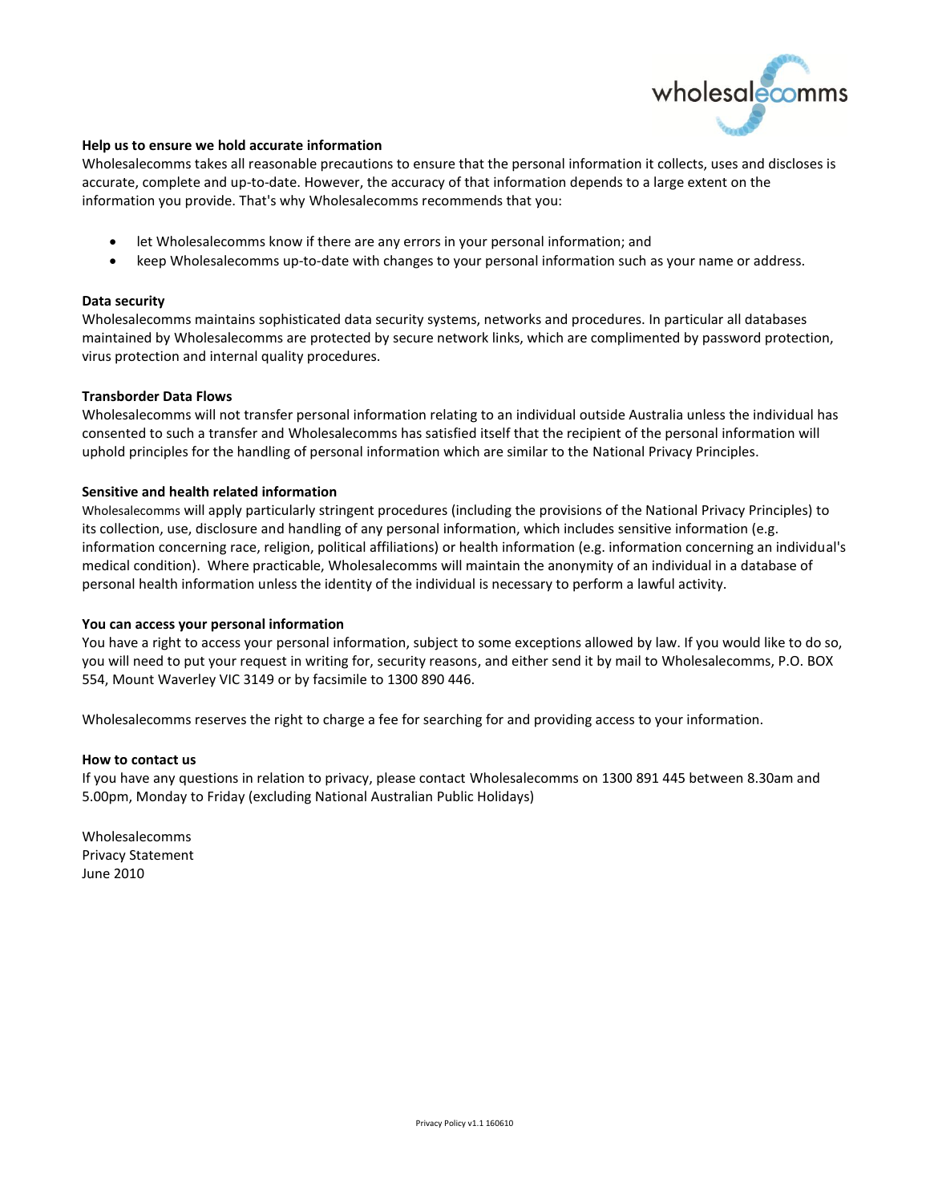**Help us to ensure we hold accurate information**

Wholesalecomms takes all reasonable precautions to ensure that the personal information it collects, uses and discloses is accurate, complete and up-to-date. However, the accuracy of that information depends to a large extent on the information you provide. That's why Wholesalecomms recommends that you:

- let Wholesalecomms know if there are any errors in your personal information; and
- keep Wholesalecomms up-to-date with changes to your personal information such as your name or address.

**Data security**

Wholesalecomms maintains sophisticated data security systems, networks and procedures. In particular all databases maintained by Wholesalecomms are protected by secure network links, which are complimented by password protection, virus protection and internal quality procedures.

**Transborder Data Flows**

Wholesalecomms will not transfer personal information relating to an individual outside Australia unless the individual has consented to such a transfer and Wholesalecomms has satisfied itself that the recipient of the personal information will uphold principles for the handling of personal information which are similar to the National Privacy Principles.

**Sensitive and health related information**

Wholesalecomms will apply particularly stringent procedures (including the provisions of the National Privacy Principles) to its collection, use, disclosure and handling of any personal information, which includes sensitive information (e.g. information concerning race, religion, political affiliations) or health information (e.g. information concerning an individual's medical condition). Where practicable, Wholesalecomms will maintain the anonymity of an individual in a database of personal health information unless the identity of the individual is necessary to perform a lawful activity.

**You can access your personal information**

You have a right to access your personal information, subject to some exceptions allowed by law. If you would like to do so, you will need to put your request in writing for, security reasons, and either send it by mail to Wholesalecomms, P.O. BOX 554, Mount Waverley VIC 3149 or by facsimile to 1300 890 446.

Wholesalecomms reserves the right to charge a fee for searching for and providing access to your information.

**How to contact us**

If you have any questions in relation to privacy, please contact Wholesalecomms on 1300 891 445 between 8.30am and 5.00pm, Monday to Friday (excluding National Australian Public Holidays)

Wholesalecomms
Privacy Statement
June 2010